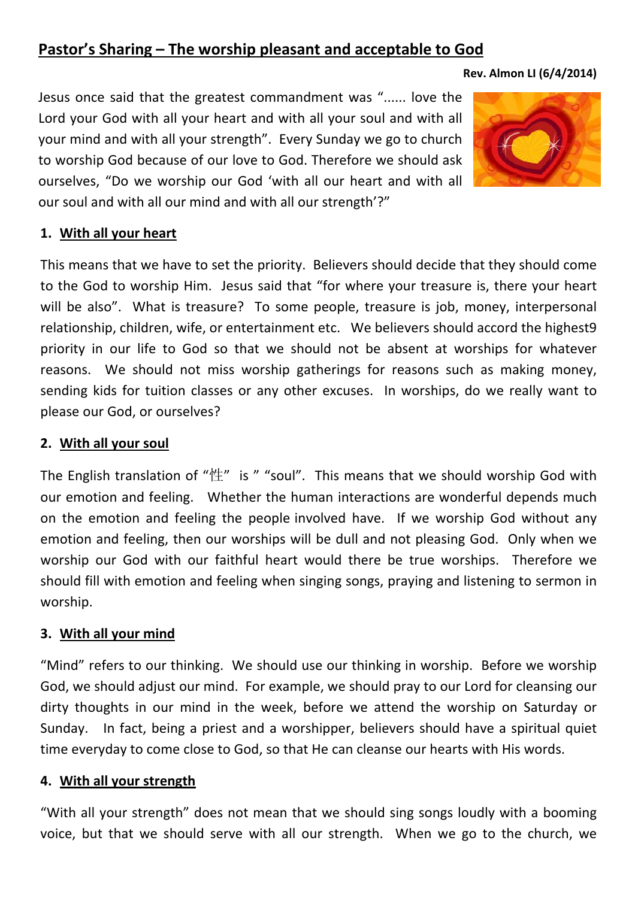## Pastor's Sharing – The worship pleasant and acceptable to God

**Rev. Almon LI (6/4/2014)**

Jesus once said that the greatest commandment was "...... love the Lord your God with all your heart and with all your soul and with all your mind and with all your strength". Every Sunday we go to church to worship God because of our love to God. Therefore we should ask ourselves, "Do we worship our God 'with all our heart and with all our soul and with all our mind and with all our strength'?"

### 1. With all your heart

This means that we have to set the priority. Believers should decide that they should come to the God to worship Him. Jesus said that "for where your treasure is, there your heart will be also". What is treasure? To some people, treasure is job, money, interpersonal relationship, children, wife, or entertainment etc. We believers should accord the highest9 priority in our life to God so that we should not be absent at worships for whatever reasons. We should not miss worship gatherings for reasons such as making money, sending kids for tuition classes or any other excuses. In worships, do we really want to please our God, or ourselves?

### 2. With all your soul

The English translation of "性" is " "soul". This means that we should worship God with our emotion and feeling. Whether the human interactions are wonderful depends much on the emotion and feeling the people involved have. If we worship God without any emotion and feeling, then our worships will be dull and not pleasing God. Only when we worship our God with our faithful heart would there be true worships. Therefore we should fill with emotion and feeling when singing songs, praying and listening to sermon in worship.

### 3. With all your mind

"Mind" refers to our thinking. We should use our thinking in worship. Before we worship God, we should adjust our mind. For example, we should pray to our Lord for cleansing our dirty thoughts in our mind in the week, before we attend the worship on Saturday or Sunday. In fact, being a priest and a worshipper, believers should have a spiritual quiet time everyday to come close to God, so that He can cleanse our hearts with His words.

### 4. With all your strength

"With all your strength" does not mean that we should sing songs loudly with a booming voice, but that we should serve with all our strength. When we go to the church, we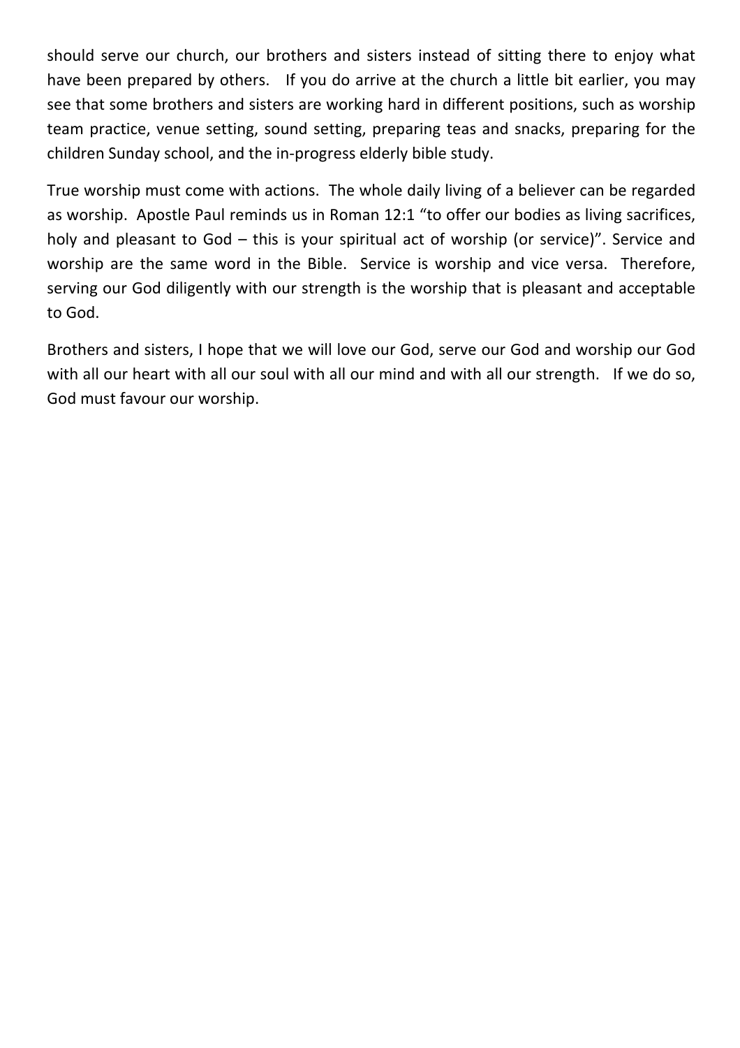should serve our church, our brothers and sisters instead of sitting there to enjoy what have been prepared by others. If you do arrive at the church a little bit earlier, you may see that some brothers and sisters are working hard in different positions, such as worship team practice, venue setting, sound setting, preparing teas and snacks, preparing for the children Sunday school, and the in-progress elderly bible study.

True worship must come with actions. The whole daily living of a believer can be regarded as worship. Apostle Paul reminds us in Roman 12:1 “to offer our bodies as living sacrifices, holy and pleasant to God – this is your spiritual act of worship (or service)”. Service and worship are the same word in the Bible. Service is worship and vice versa. Therefore, serving our God diligently with our strength is the worship that is pleasant and acceptable to God.

Brothers and sisters, I hope that we will love our God, serve our God and worship our God with all our heart with all our soul with all our mind and with all our strength. If we do so, God must favour our worship.